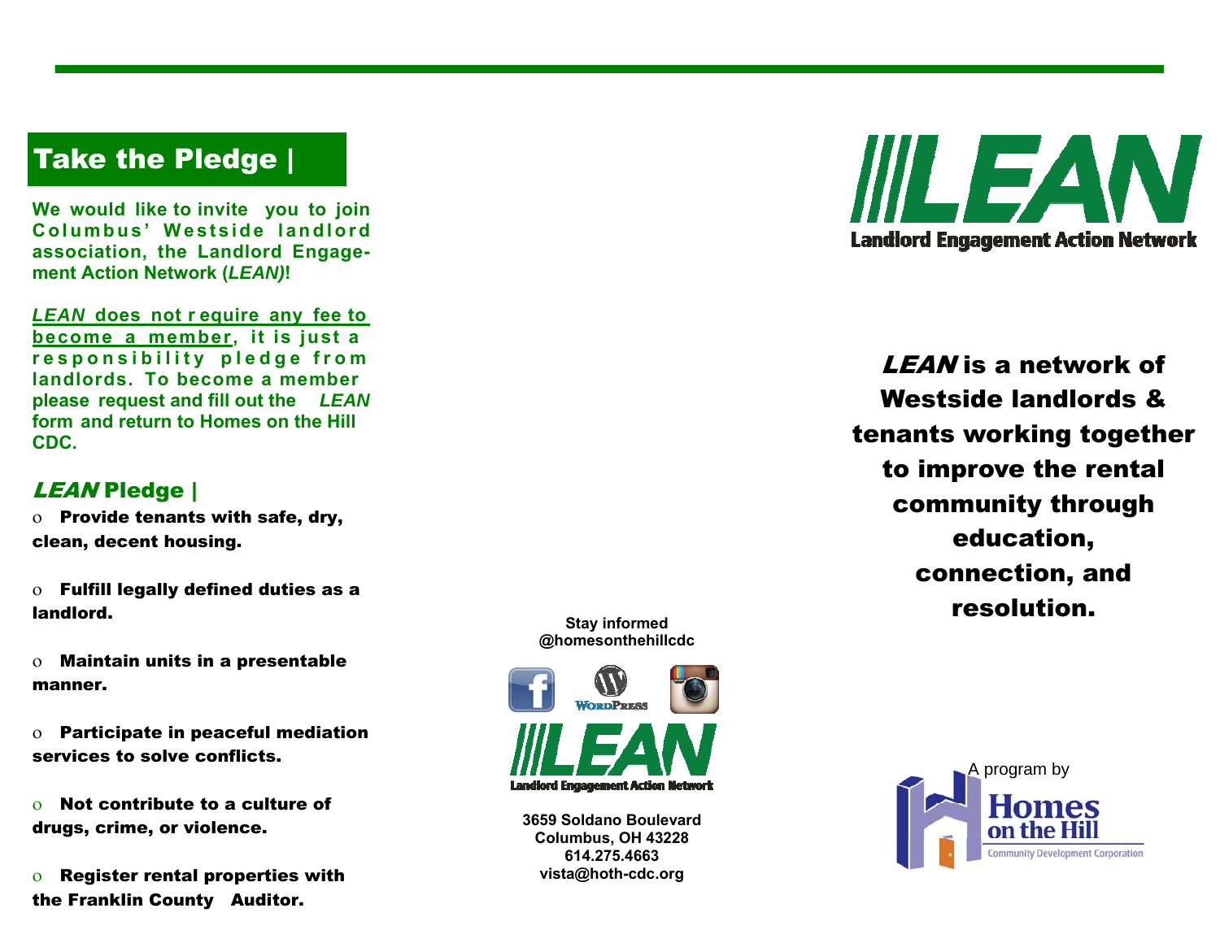## Take the Pledge |

**We would like to invite you to join Columbus' Westside landlord association, the Landlord Engagement Action Network (*LEAN*)!**

**<u>*LEAN* does not require any fee to become a member</u>, it is just a responsibility pledge from landlords. To become a member please request and fill out the *LEAN* form and return to Homes on the Hill CDC.**

### *LEAN* Pledge |

- **Provide tenants with safe, dry, clean, decent housing.**
- **Fulfill legally defined duties as a landlord.**
- **Maintain units in a presentable manner.**
- **Participate in peaceful mediation services to solve conflicts.**
- **Not contribute to a culture of drugs, crime, or violence.**
- **Register rental properties with the Franklin County Auditor.**

**Stay informed @homesonthehillcdc**

LEAN
Landlord Engagement Action Network

**3659 Soldano Boulevard**
**Columbus, OH 43228**
**614.275.4663**
**vista@hoth-cdc.org**

# LEAN

**Landlord Engagement Action Network**

***LEAN* is a network of Westside landlords & tenants working together to improve the rental community through education, connection, and resolution.**

A program by

Homes on the Hill
Community Development Corporation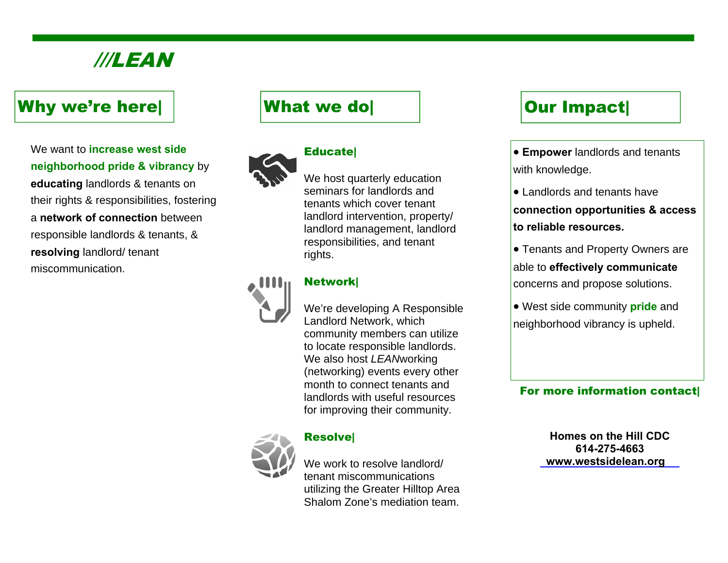# ///LEAN

## Why we're here|

We want to **increase west side neighborhood pride & vibrancy** by **educating** landlords & tenants on their rights & responsibilities, fostering a **network of connection** between responsible landlords & tenants, & **resolving** landlord/ tenant miscommunication.

## What we do|

### Educate|

We host quarterly education seminars for landlords and tenants which cover tenant landlord intervention, property/ landlord management, landlord responsibilities, and tenant rights.

### Network|

We're developing A Responsible Landlord Network, which community members can utilize to locate responsible landlords. We also host *LEAN*working (networking) events every other month to connect tenants and landlords with useful resources for improving their community.

### Resolve|

We work to resolve landlord/ tenant miscommunications utilizing the Greater Hilltop Area Shalom Zone's mediation team.

## Our Impact|

- **Empower** landlords and tenants with knowledge.
- Landlords and tenants have **connection opportunities & access to reliable resources.**
- Tenants and Property Owners are able to **effectively communicate** concerns and propose solutions.
- West side community **pride** and neighborhood vibrancy is upheld.

**For more information contact|**

**Homes on the Hill CDC**
**614-275-4663**
**www.westsidelean.org**